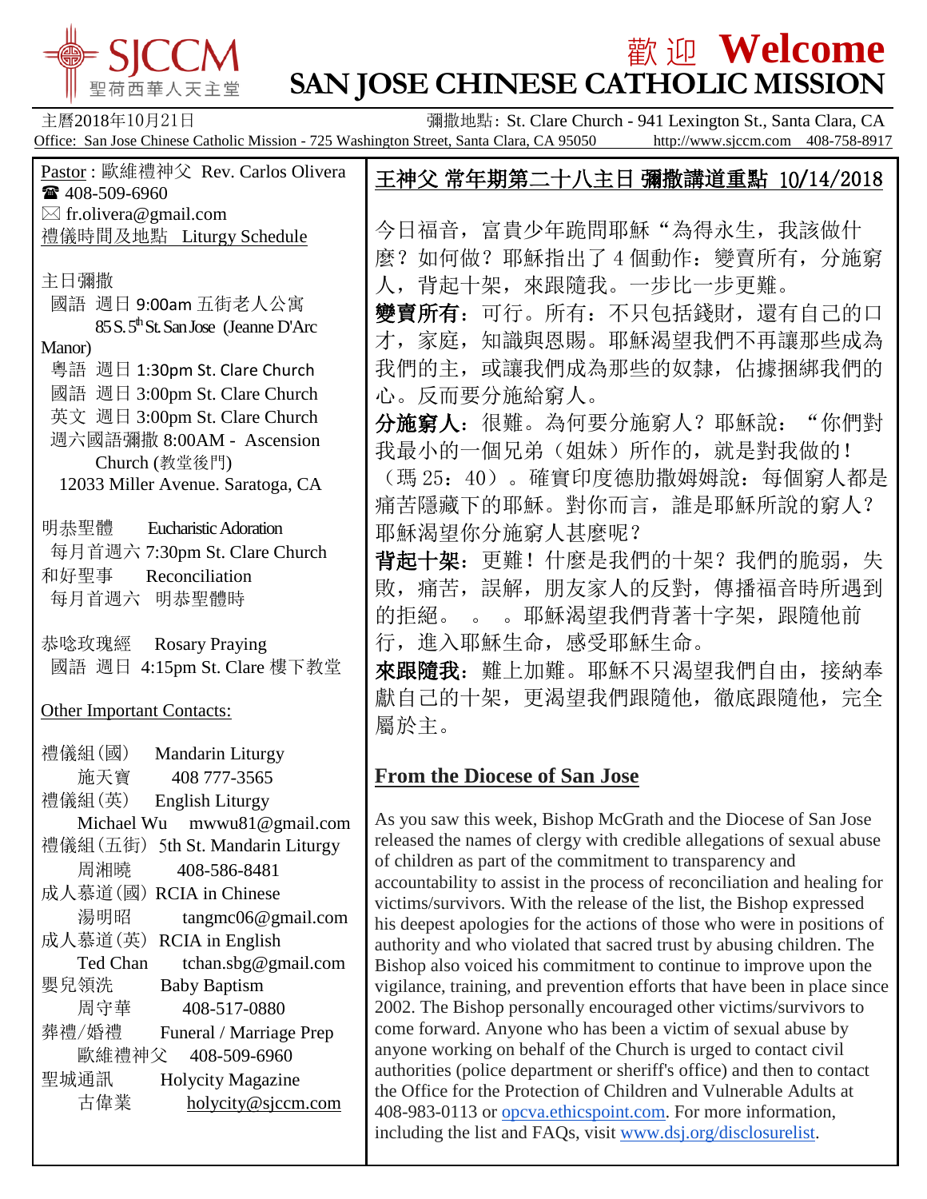# SJCCM 聖荷西華人天主堂

# 歡迎 Welcome
# SAN JOSE CHINESE CATHOLIC MISSION

主曆2018年10月21日　　彌撒地點: St. Clare Church - 941 Lexington St., Santa Clara, CA

Office: San Jose Chinese Catholic Mission - 725 Washington Street, Santa Clara, CA 95050　http://www.sjccm.com　408-758-8917

Pastor : 歐維禮神父 Rev. Carlos Olivera
☎ 408-509-6960
✉ fr.olivera@gmail.com

禮儀時間及地點 Liturgy Schedule

主日彌撒
國語 週日 9:00am 五街老人公寓 85 S. 5th St. San Jose (Jeanne D'Arc Manor)
粵語 週日 1:30pm St. Clare Church
國語 週日 3:00pm St. Clare Church
英文 週日 3:00pm St. Clare Church
週六國語彌撒 8:00AM - Ascension Church (教堂後門) 12033 Miller Avenue. Saratoga, CA

明恭聖體 Eucharistic Adoration
每月首週六 7:30pm St. Clare Church

和好聖事 Reconciliation
每月首週六 明恭聖體時

恭唸玫瑰經 Rosary Praying
國語 週日 4:15pm St. Clare 樓下教堂

Other Important Contacts:

禮儀組(國) Mandarin Liturgy
施天寶 408 777-3565
禮儀組(英) English Liturgy
Michael Wu mwwu81@gmail.com
禮儀組(五街) 5th St. Mandarin Liturgy
周湘曉 408-586-8481
成人慕道(國) RCIA in Chinese
湯明昭 tangmc06@gmail.com
成人慕道(英) RCIA in English
Ted Chan tchan.sbg@gmail.com
嬰兒領洗 Baby Baptism
周守華 408-517-0880
葬禮/婚禮 Funeral / Marriage Prep
歐維禮神父 408-509-6960
聖城通訊 Holycity Magazine
古偉業 holycity@sjccm.com

## 王神父 常年期第二十八主日 彌撒講道重點 10/14/2018

今日福音，富貴少年跪問耶穌“為得永生，我該做什麼？如何做？耶穌指出了 4 個動作：變賣所有，分施窮人，背起十架，來跟隨我。一步比一步更難。

**變賣所有**：可行。所有：不只包括錢財，還有自己的口才，家庭，知識與恩賜。耶穌渴望我們不再讓那些成為我們的主，或讓我們成為那些的奴隸，佔據捆綁我們的心。反而要分施給窮人。

**分施窮人**：很難。為何要分施窮人？耶穌說：“你們對我最小的一個兄弟（姐妹）所作的，就是對我做的！（瑪 25：40）。確實印度德肋撒姆姆說：每個窮人都是痛苦隱藏下的耶穌。對你而言，誰是耶穌所說的窮人？耶穌渴望你分施窮人甚麼呢？

**背起十架**：更難！什麼是我們的十架？我們的脆弱，失敗，痛苦，誤解，朋友家人的反對，傳播福音時所遇到的拒絕。。。耶穌渴望我們背著十字架，跟隨他前行，進入耶穌生命，感受耶穌生命。

**來跟隨我**：難上加難。耶穌不只渴望我們自由，接納奉獻自己的十架，更渴望我們跟隨他，徹底跟隨他，完全屬於主。

## From the Diocese of San Jose

As you saw this week, Bishop McGrath and the Diocese of San Jose released the names of clergy with credible allegations of sexual abuse of children as part of the commitment to transparency and accountability to assist in the process of reconciliation and healing for victims/survivors. With the release of the list, the Bishop expressed his deepest apologies for the actions of those who were in positions of authority and who violated that sacred trust by abusing children. The Bishop also voiced his commitment to continue to improve upon the vigilance, training, and prevention efforts that have been in place since 2002. The Bishop personally encouraged other victims/survivors to come forward. Anyone who has been a victim of sexual abuse by anyone working on behalf of the Church is urged to contact civil authorities (police department or sheriff's office) and then to contact the Office for the Protection of Children and Vulnerable Adults at 408-983-0113 or opcva.ethicspoint.com. For more information, including the list and FAQs, visit www.dsj.org/disclosurelist.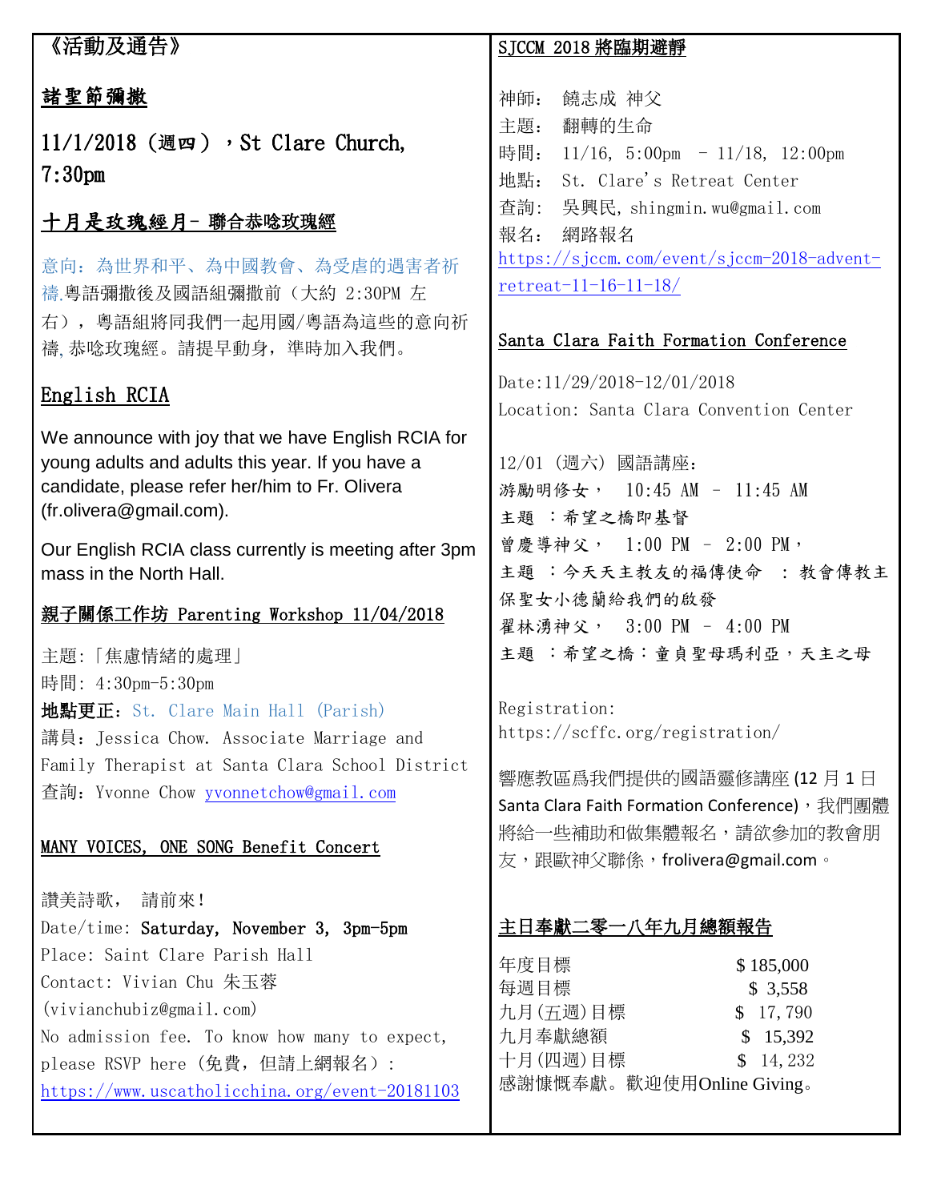《活動及通告》

## 諸聖節彌撒

11/1/2018（週四），St Clare Church,
7:30pm

## 十月是玫瑰經月- 聯合恭唸玫瑰經

意向：為世界和平、為中國教會、為受虐的遇害者祈禱.粵語彌撒後及國語組彌撒前（大約 2:30PM 左右），粵語組將同我們一起用國/粵語為這些的意向祈禱, 恭唸玫瑰經。請提早動身，準時加入我們。

## English RCIA

We announce with joy that we have English RCIA for young adults and adults this year. If you have a candidate, please refer her/him to Fr. Olivera (fr.olivera@gmail.com).

Our English RCIA class currently is meeting after 3pm mass in the North Hall.

## 親子關係工作坊 Parenting Workshop 11/04/2018

主題:「焦慮情緒的處理」
時間: 4:30pm-5:30pm
**地點更正**：St. Clare Main Hall (Parish)
講員：Jessica Chow. Associate Marriage and Family Therapist at Santa Clara School District
查詢：Yvonne Chow yvonnetchow@gmail.com

## MANY VOICES, ONE SONG Benefit Concert

讚美詩歌， 請前來!
Date/time: **Saturday, November 3, 3pm-5pm**
Place: Saint Clare Parish Hall
Contact: Vivian Chu 朱玉蓉 (vivianchubiz@gmail.com)
No admission fee. To know how many to expect, please RSVP here（免費，但請上網報名）:
https://www.uscatholicchina.org/event-20181103

## SJCCM 2018 將臨期避靜

神師： 饒志成 神父
主題： 翻轉的生命
時間： 11/16, 5:00pm – 11/18, 12:00pm
地點： St. Clare's Retreat Center
查詢： 吳興民, shingmin.wu@gmail.com
報名： 網路報名
https://sjccm.com/event/sjccm-2018-advent-retreat-11-16-11-18/

## Santa Clara Faith Formation Conference

Date:11/29/2018-12/01/2018
Location: Santa Clara Convention Center

12/01 (週六) 國語講座:
游勵明修女， 10:45 AM – 11:45 AM
主題 ：希望之橋即基督
曾慶導神父， 1:00 PM – 2:00 PM，
主題 ：今天天主教友的福傳使命 ：教會傳教主保聖女小德蘭給我們的啟發
翟林湧神父， 3:00 PM – 4:00 PM
主題 ：希望之橋：童貞聖母瑪利亞，天主之母

Registration:
https://scffc.org/registration/

響應教區為我們提供的國語靈修講座 (12 月 1 日 Santa Clara Faith Formation Conference)，我們團體將給一些補助和做集體報名，請欲參加的教會朋友，跟歐神父聯係，frolivera@gmail.com。

## 主日奉獻二零一八年九月總額報告

| | |
|---|---|
| 年度目標 | $ 185,000 |
| 每週目標 | $ 3,558 |
| 九月(五週)目標 | $ 17,790 |
| 九月奉獻總額 | $ 15,392 |
| 十月(四週)目標 | $ 14,232 |

感謝慷慨奉獻。歡迎使用Online Giving。